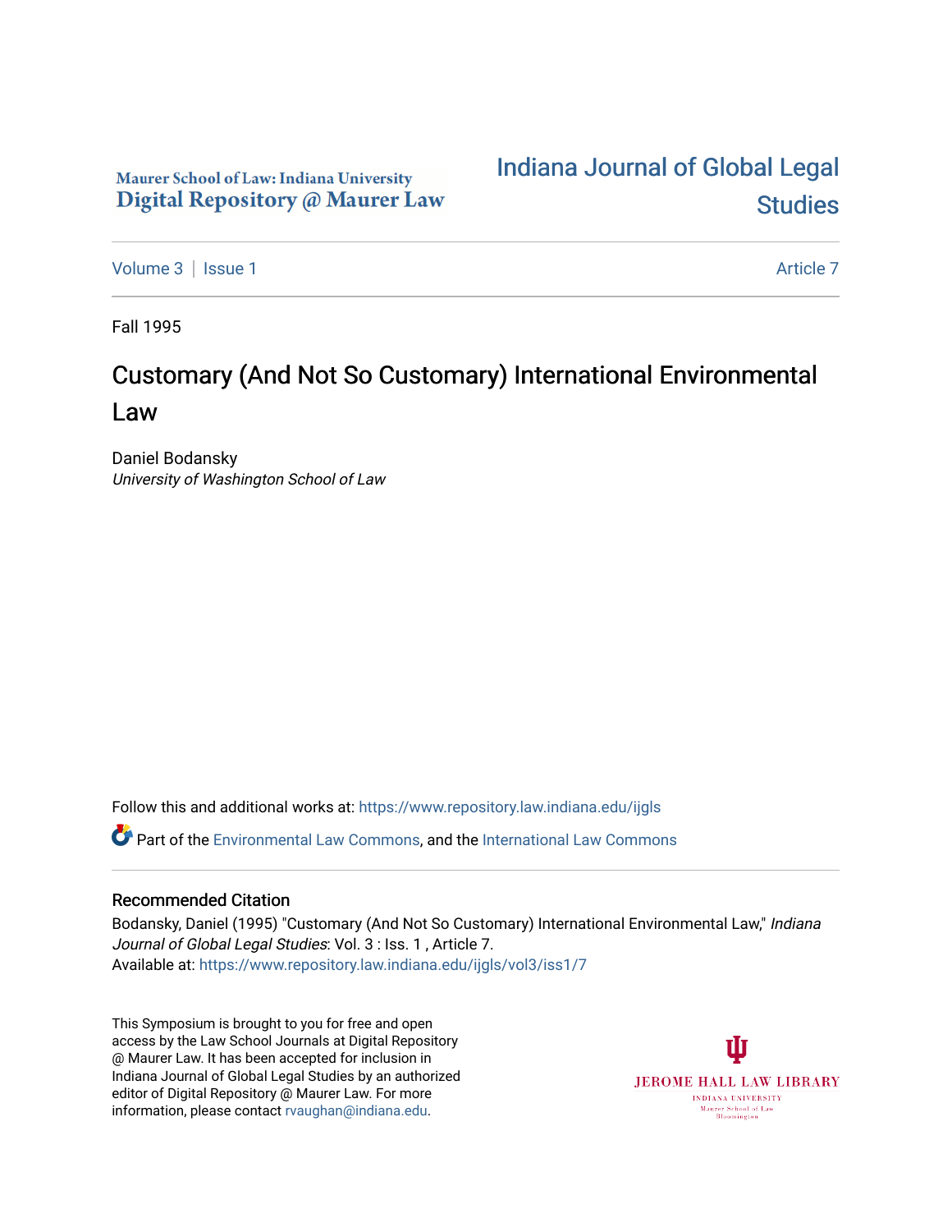Maurer School of Law: Indiana University
Digital Repository @ Maurer Law

[Indiana Journal of Global Legal Studies](https://www.repository.law.indiana.edu/ijgls)

Volume 3 | Issue 1 — Article 7

Fall 1995

# Customary (And Not So Customary) International Environmental Law

Daniel Bodansky
*University of Washington School of Law*

Follow this and additional works at: https://www.repository.law.indiana.edu/ijgls

Part of the Environmental Law Commons, and the International Law Commons

## Recommended Citation

Bodansky, Daniel (1995) "Customary (And Not So Customary) International Environmental Law," *Indiana Journal of Global Legal Studies*: Vol. 3 : Iss. 1 , Article 7.
Available at: https://www.repository.law.indiana.edu/ijgls/vol3/iss1/7

This Symposium is brought to you for free and open access by the Law School Journals at Digital Repository @ Maurer Law. It has been accepted for inclusion in Indiana Journal of Global Legal Studies by an authorized editor of Digital Repository @ Maurer Law. For more information, please contact rvaughan@indiana.edu.

JEROME HALL LAW LIBRARY
INDIANA UNIVERSITY
Maurer School of Law
Bloomington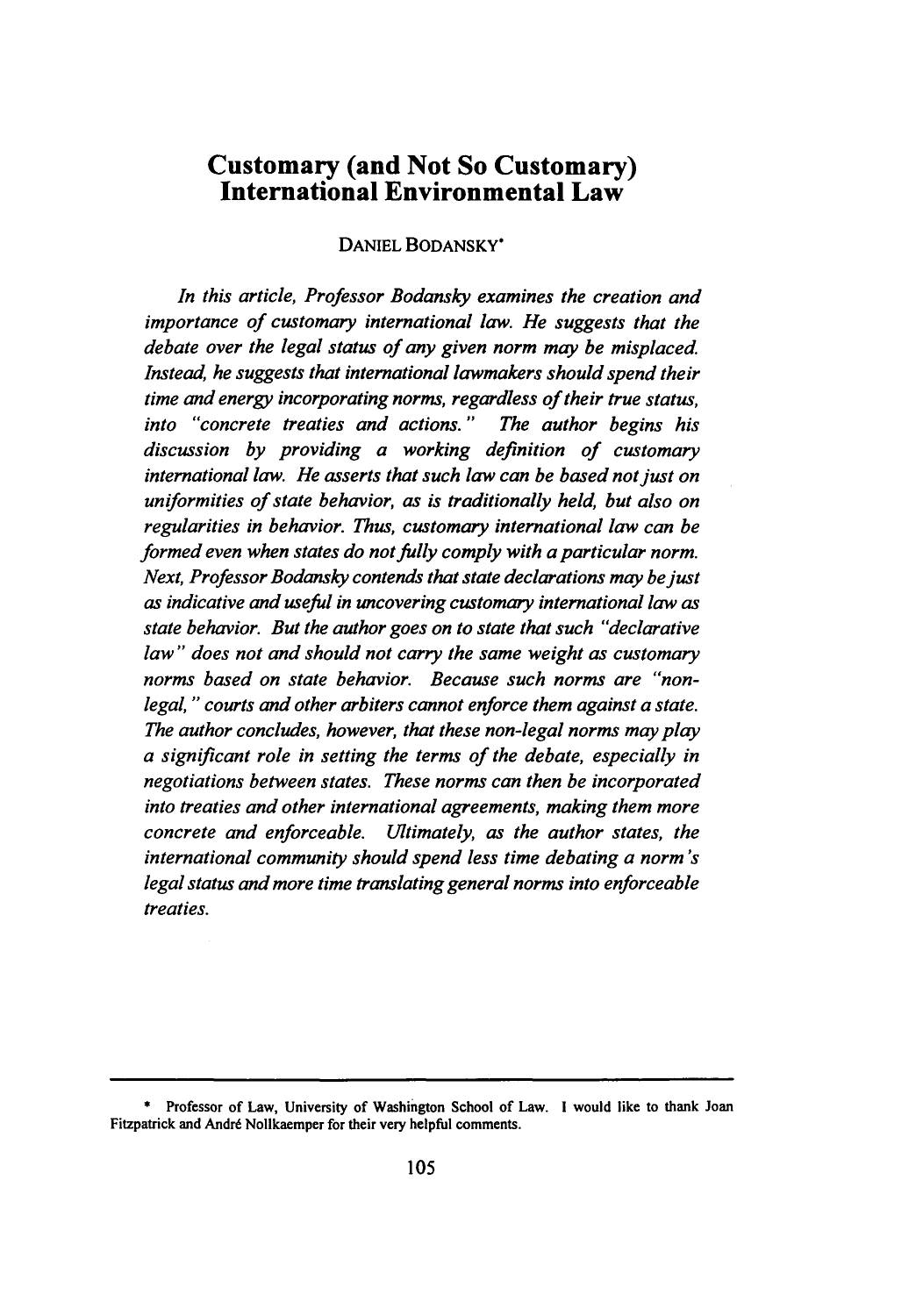# Customary (and Not So Customary) International Environmental Law

DANIEL BODANSKY*

*In this article, Professor Bodansky examines the creation and importance of customary international law. He suggests that the debate over the legal status of any given norm may be misplaced. Instead, he suggests that international lawmakers should spend their time and energy incorporating norms, regardless of their true status, into "concrete treaties and actions." The author begins his discussion by providing a working definition of customary international law. He asserts that such law can be based not just on uniformities of state behavior, as is traditionally held, but also on regularities in behavior. Thus, customary international law can be formed even when states do not fully comply with a particular norm. Next, Professor Bodansky contends that state declarations may be just as indicative and useful in uncovering customary international law as state behavior. But the author goes on to state that such "declarative law" does not and should not carry the same weight as customary norms based on state behavior. Because such norms are "non-legal," courts and other arbiters cannot enforce them against a state. The author concludes, however, that these non-legal norms may play a significant role in setting the terms of the debate, especially in negotiations between states. These norms can then be incorporated into treaties and other international agreements, making them more concrete and enforceable. Ultimately, as the author states, the international community should spend less time debating a norm's legal status and more time translating general norms into enforceable treaties.*

---

\* Professor of Law, University of Washington School of Law. I would like to thank Joan Fitzpatrick and André Nollkaemper for their very helpful comments.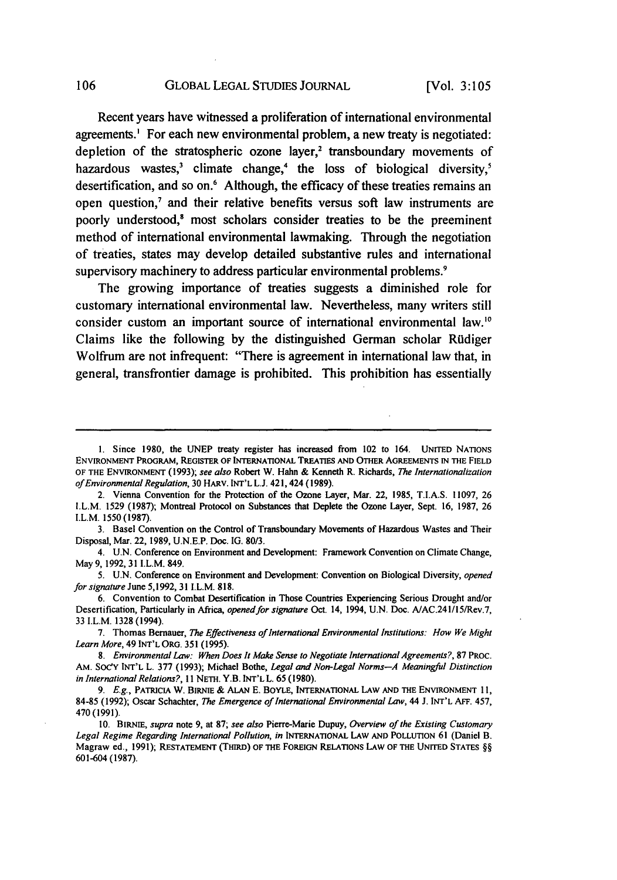Recent years have witnessed a proliferation of international environmental agreements.[1] For each new environmental problem, a new treaty is negotiated: depletion of the stratospheric ozone layer,[2] transboundary movements of hazardous wastes,[3] climate change,[4] the loss of biological diversity,[5] desertification, and so on.[6] Although, the efficacy of these treaties remains an open question,[7] and their relative benefits versus soft law instruments are poorly understood,[8] most scholars consider treaties to be the preeminent method of international environmental lawmaking. Through the negotiation of treaties, states may develop detailed substantive rules and international supervisory machinery to address particular environmental problems.[9]

The growing importance of treaties suggests a diminished role for customary international environmental law. Nevertheless, many writers still consider custom an important source of international environmental law.[10] Claims like the following by the distinguished German scholar Rüdiger Wolfrum are not infrequent: "There is agreement in international law that, in general, transfrontier damage is prohibited. This prohibition has essentially

---

1. Since 1980, the UNEP treaty register has increased from 102 to 164. UNITED NATIONS ENVIRONMENT PROGRAM, REGISTER OF INTERNATIONAL TREATIES AND OTHER AGREEMENTS IN THE FIELD OF THE ENVIRONMENT (1993); *see also* Robert W. Hahn & Kenneth R. Richards, *The Internationalization of Environmental Regulation*, 30 HARV. INT'L L.J. 421, 424 (1989).

2. Vienna Convention for the Protection of the Ozone Layer, Mar. 22, 1985, T.I.A.S. 11097, 26 I.L.M. 1529 (1987); Montreal Protocol on Substances that Deplete the Ozone Layer, Sept. 16, 1987, 26 I.L.M. 1550 (1987).

3. Basel Convention on the Control of Transboundary Movements of Hazardous Wastes and Their Disposal, Mar. 22, 1989, U.N.E.P. Doc. IG. 80/3.

4. U.N. Conference on Environment and Development: Framework Convention on Climate Change, May 9, 1992, 31 I.L.M. 849.

5. U.N. Conference on Environment and Development: Convention on Biological Diversity, *opened for signature* June 5,1992, 31 I.L.M. 818.

6. Convention to Combat Desertification in Those Countries Experiencing Serious Drought and/or Desertification, Particularly in Africa, *opened for signature* Oct. 14, 1994, U.N. Doc. A/AC.241/15/Rev.7, 33 I.L.M. 1328 (1994).

7. Thomas Bernauer, *The Effectiveness of International Environmental Institutions: How We Might Learn More*, 49 INT'L ORG. 351 (1995).

8. *Environmental Law: When Does It Make Sense to Negotiate International Agreements?*, 87 PROC. AM. SOC'Y INT'L L. 377 (1993); Michael Bothe, *Legal and Non-Legal Norms—A Meaningful Distinction in International Relations?*, 11 NETH. Y.B. INT'L L. 65 (1980).

9. *E.g.*, PATRICIA W. BIRNIE & ALAN E. BOYLE, INTERNATIONAL LAW AND THE ENVIRONMENT 11, 84-85 (1992); Oscar Schachter, *The Emergence of International Environmental Law*, 44 J. INT'L AFF. 457, 470 (1991).

10. BIRNIE, *supra* note 9, at 87; *see also* Pierre-Marie Dupuy, *Overview of the Existing Customary Legal Regime Regarding International Pollution*, *in* INTERNATIONAL LAW AND POLLUTION 61 (Daniel B. Magraw ed., 1991); RESTATEMENT (THIRD) OF THE FOREIGN RELATIONS LAW OF THE UNITED STATES §§ 601-604 (1987).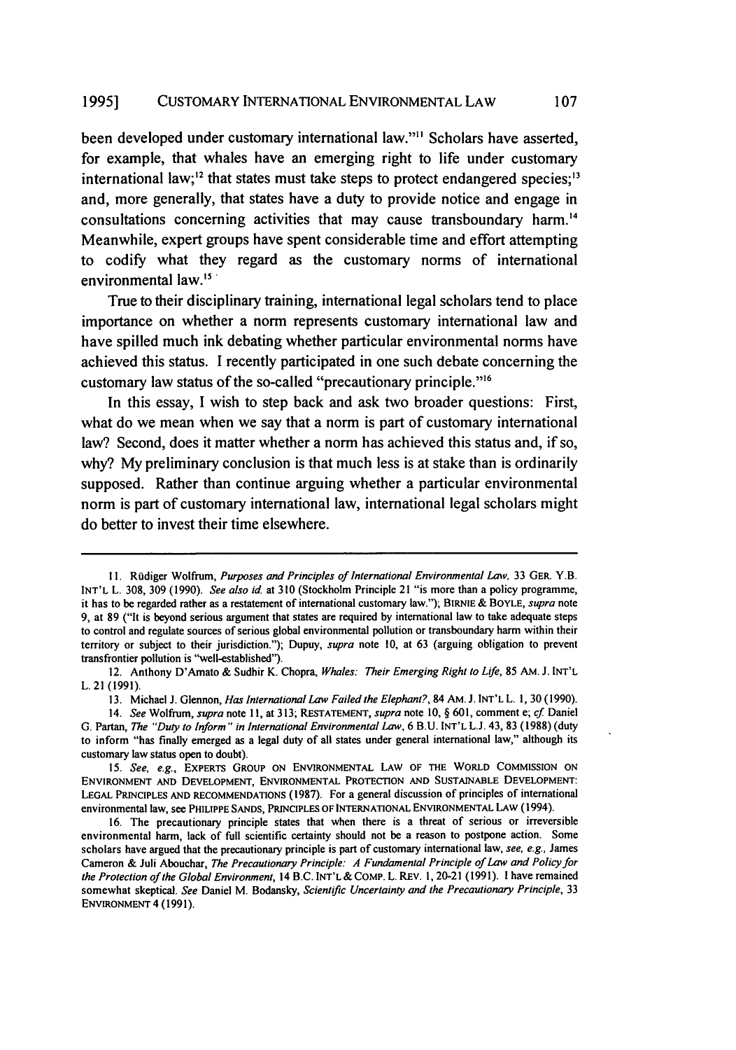been developed under customary international law."[11] Scholars have asserted, for example, that whales have an emerging right to life under customary international law;[12] that states must take steps to protect endangered species;[13] and, more generally, that states have a duty to provide notice and engage in consultations concerning activities that may cause transboundary harm.[14] Meanwhile, expert groups have spent considerable time and effort attempting to codify what they regard as the customary norms of international environmental law.[15]

True to their disciplinary training, international legal scholars tend to place importance on whether a norm represents customary international law and have spilled much ink debating whether particular environmental norms have achieved this status. I recently participated in one such debate concerning the customary law status of the so-called "precautionary principle."[16]

In this essay, I wish to step back and ask two broader questions: First, what do we mean when we say that a norm is part of customary international law? Second, does it matter whether a norm has achieved this status and, if so, why? My preliminary conclusion is that much less is at stake than is ordinarily supposed. Rather than continue arguing whether a particular environmental norm is part of customary international law, international legal scholars might do better to invest their time elsewhere.

---

11. Rüdiger Wolfrum, *Purposes and Principles of International Environmental Law*, 33 GER. Y.B. INT'L L. 308, 309 (1990). *See also id.* at 310 (Stockholm Principle 21 "is more than a policy programme, it has to be regarded rather as a restatement of international customary law."); BIRNIE & BOYLE, *supra* note 9, at 89 ("It is beyond serious argument that states are required by international law to take adequate steps to control and regulate sources of serious global environmental pollution or transboundary harm within their territory or subject to their jurisdiction."); Dupuy, *supra* note 10, at 63 (arguing obligation to prevent transfrontier pollution is "well-established").

12. Anthony D'Amato & Sudhir K. Chopra, *Whales: Their Emerging Right to Life*, 85 AM. J. INT'L L. 21 (1991).

13. Michael J. Glennon, *Has International Law Failed the Elephant?*, 84 AM. J. INT'L L. 1, 30 (1990).

14. *See* Wolfrum, *supra* note 11, at 313; RESTATEMENT, *supra* note 10, § 601, comment e; *cf.* Daniel G. Partan, *The "Duty to Inform" in International Environmental Law*, 6 B.U. INT'L L.J. 43, 83 (1988) (duty to inform "has finally emerged as a legal duty of all states under general international law," although its customary law status open to doubt).

15. *See, e.g.*, EXPERTS GROUP ON ENVIRONMENTAL LAW OF THE WORLD COMMISSION ON ENVIRONMENT AND DEVELOPMENT, ENVIRONMENTAL PROTECTION AND SUSTAINABLE DEVELOPMENT: LEGAL PRINCIPLES AND RECOMMENDATIONS (1987). For a general discussion of principles of international environmental law, see PHILIPPE SANDS, PRINCIPLES OF INTERNATIONAL ENVIRONMENTAL LAW (1994).

16. The precautionary principle states that when there is a threat of serious or irreversible environmental harm, lack of full scientific certainty should not be a reason to postpone action. Some scholars have argued that the precautionary principle is part of customary international law, *see, e.g.*, James Cameron & Juli Abouchar, *The Precautionary Principle: A Fundamental Principle of Law and Policy for the Protection of the Global Environment*, 14 B.C. INT'L & COMP. L. REV. 1, 20-21 (1991). I have remained somewhat skeptical. *See* Daniel M. Bodansky, *Scientific Uncertainty and the Precautionary Principle*, 33 ENVIRONMENT 4 (1991).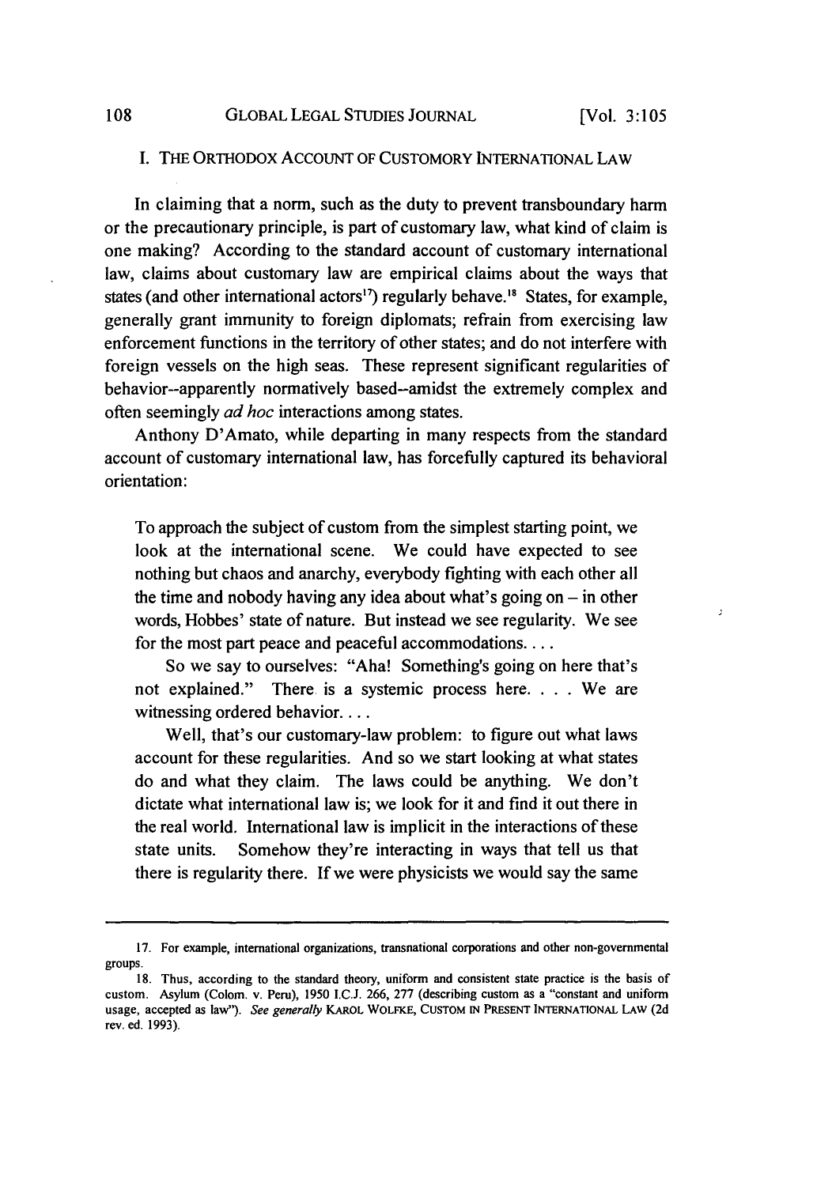## I. THE ORTHODOX ACCOUNT OF CUSTOMORY INTERNATIONAL LAW

In claiming that a norm, such as the duty to prevent transboundary harm or the precautionary principle, is part of customary law, what kind of claim is one making? According to the standard account of customary international law, claims about customary law are empirical claims about the ways that states (and other international actors[17]) regularly behave.[18] States, for example, generally grant immunity to foreign diplomats; refrain from exercising law enforcement functions in the territory of other states; and do not interfere with foreign vessels on the high seas. These represent significant regularities of behavior--apparently normatively based--amidst the extremely complex and often seemingly *ad hoc* interactions among states.

Anthony D'Amato, while departing in many respects from the standard account of customary international law, has forcefully captured its behavioral orientation:

> To approach the subject of custom from the simplest starting point, we look at the international scene. We could have expected to see nothing but chaos and anarchy, everybody fighting with each other all the time and nobody having any idea about what's going on – in other words, Hobbes' state of nature. But instead we see regularity. We see for the most part peace and peaceful accommodations. . . .
>
> So we say to ourselves: "Aha! Something's going on here that's not explained." There is a systemic process here. . . . We are witnessing ordered behavior. . . .
>
> Well, that's our customary-law problem: to figure out what laws account for these regularities. And so we start looking at what states do and what they claim. The laws could be anything. We don't dictate what international law is; we look for it and find it out there in the real world. International law is implicit in the interactions of these state units. Somehow they're interacting in ways that tell us that there is regularity there. If we were physicists we would say the same

---

17. For example, international organizations, transnational corporations and other non-governmental groups.

18. Thus, according to the standard theory, uniform and consistent state practice is the basis of custom. Asylum (Colom. v. Peru), 1950 I.C.J. 266, 277 (describing custom as a "constant and uniform usage, accepted as law"). *See generally* KAROL WOLFKE, CUSTOM IN PRESENT INTERNATIONAL LAW (2d rev. ed. 1993).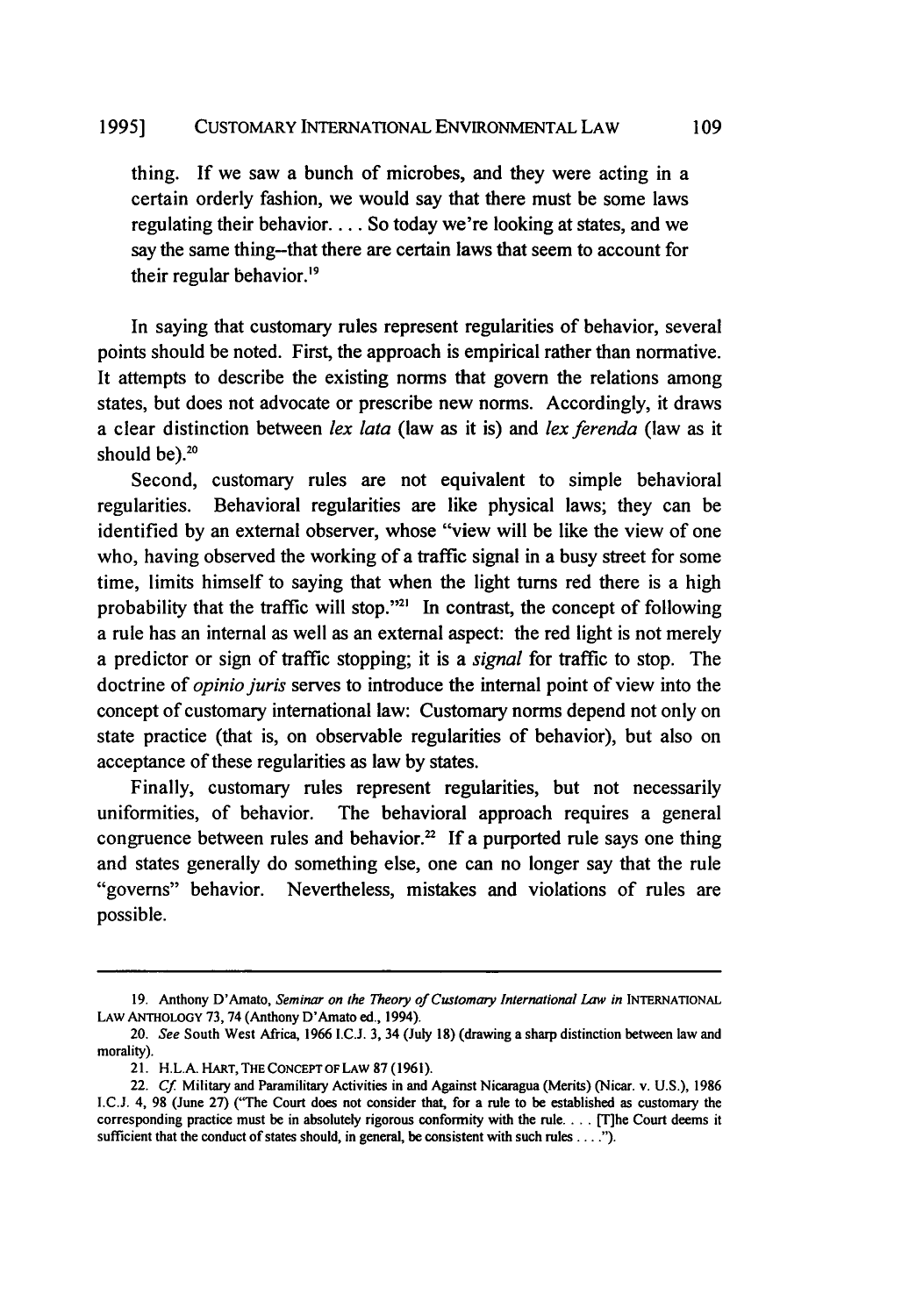> thing. If we saw a bunch of microbes, and they were acting in a certain orderly fashion, we would say that there must be some laws regulating their behavior. . . . So today we're looking at states, and we say the same thing--that there are certain laws that seem to account for their regular behavior.[19]

In saying that customary rules represent regularities of behavior, several points should be noted. First, the approach is empirical rather than normative. It attempts to describe the existing norms that govern the relations among states, but does not advocate or prescribe new norms. Accordingly, it draws a clear distinction between *lex lata* (law as it is) and *lex ferenda* (law as it should be).[20]

Second, customary rules are not equivalent to simple behavioral regularities. Behavioral regularities are like physical laws; they can be identified by an external observer, whose "view will be like the view of one who, having observed the working of a traffic signal in a busy street for some time, limits himself to saying that when the light turns red there is a high probability that the traffic will stop."[21] In contrast, the concept of following a rule has an internal as well as an external aspect: the red light is not merely a predictor or sign of traffic stopping; it is a *signal* for traffic to stop. The doctrine of *opinio juris* serves to introduce the internal point of view into the concept of customary international law: Customary norms depend not only on state practice (that is, on observable regularities of behavior), but also on acceptance of these regularities as law by states.

Finally, customary rules represent regularities, but not necessarily uniformities, of behavior. The behavioral approach requires a general congruence between rules and behavior.[22] If a purported rule says one thing and states generally do something else, one can no longer say that the rule "governs" behavior. Nevertheless, mistakes and violations of rules are possible.

---

19. Anthony D'Amato, *Seminar on the Theory of Customary International Law in* INTERNATIONAL LAW ANTHOLOGY 73, 74 (Anthony D'Amato ed., 1994).

20. *See* South West Africa, 1966 I.C.J. 3, 34 (July 18) (drawing a sharp distinction between law and morality).

21. H.L.A. HART, THE CONCEPT OF LAW 87 (1961).

22. *Cf.* Military and Paramilitary Activities in and Against Nicaragua (Merits) (Nicar. v. U.S.), 1986 I.C.J. 4, 98 (June 27) ("The Court does not consider that, for a rule to be established as customary the corresponding practice must be in absolutely rigorous conformity with the rule. . . . [T]he Court deems it sufficient that the conduct of states should, in general, be consistent with such rules . . . .").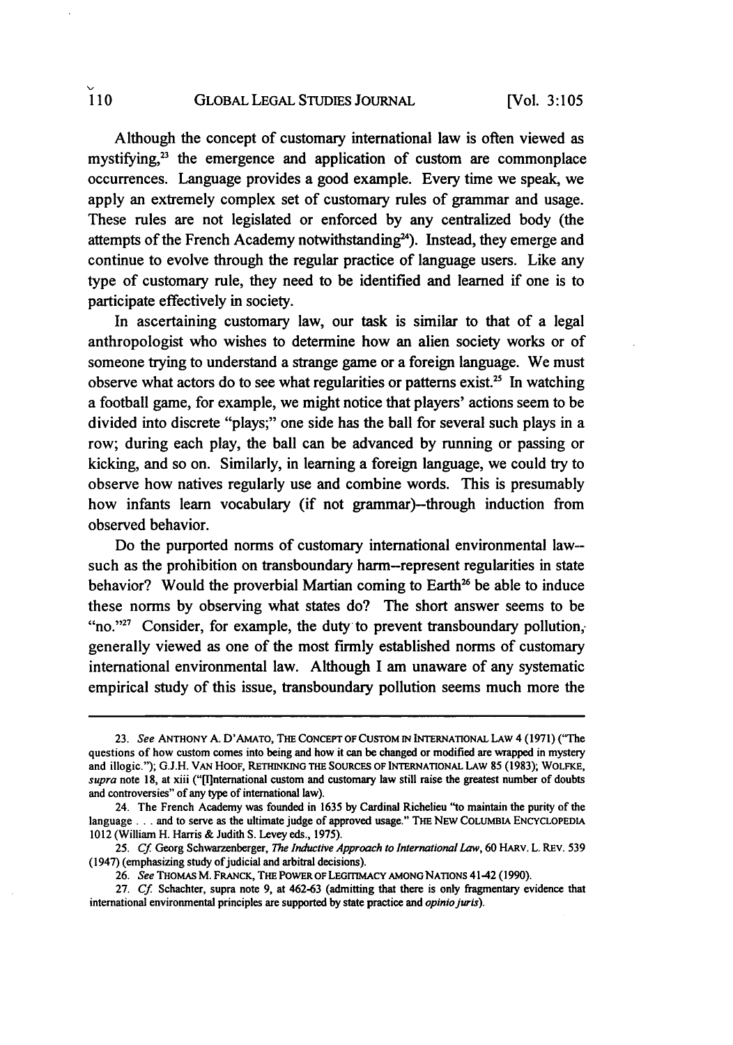Although the concept of customary international law is often viewed as mystifying,[23] the emergence and application of custom are commonplace occurrences. Language provides a good example. Every time we speak, we apply an extremely complex set of customary rules of grammar and usage. These rules are not legislated or enforced by any centralized body (the attempts of the French Academy notwithstanding[24]). Instead, they emerge and continue to evolve through the regular practice of language users. Like any type of customary rule, they need to be identified and learned if one is to participate effectively in society.

In ascertaining customary law, our task is similar to that of a legal anthropologist who wishes to determine how an alien society works or of someone trying to understand a strange game or a foreign language. We must observe what actors do to see what regularities or patterns exist.[25] In watching a football game, for example, we might notice that players' actions seem to be divided into discrete "plays;" one side has the ball for several such plays in a row; during each play, the ball can be advanced by running or passing or kicking, and so on. Similarly, in learning a foreign language, we could try to observe how natives regularly use and combine words. This is presumably how infants learn vocabulary (if not grammar)--through induction from observed behavior.

Do the purported norms of customary international environmental law--such as the prohibition on transboundary harm--represent regularities in state behavior? Would the proverbial Martian coming to Earth[26] be able to induce these norms by observing what states do? The short answer seems to be "no."[27] Consider, for example, the duty to prevent transboundary pollution, generally viewed as one of the most firmly established norms of customary international environmental law. Although I am unaware of any systematic empirical study of this issue, transboundary pollution seems much more the

---

23. *See* ANTHONY A. D'AMATO, THE CONCEPT OF CUSTOM IN INTERNATIONAL LAW 4 (1971) ("The questions of how custom comes into being and how it can be changed or modified are wrapped in mystery and illogic."); G.J.H. VAN HOOF, RETHINKING THE SOURCES OF INTERNATIONAL LAW 85 (1983); WOLFKE, *supra* note 18, at xiii ("[I]nternational custom and customary law still raise the greatest number of doubts and controversies" of any type of international law).

24. The French Academy was founded in 1635 by Cardinal Richelieu "to maintain the purity of the language . . . and to serve as the ultimate judge of approved usage." THE NEW COLUMBIA ENCYCLOPEDIA 1012 (William H. Harris & Judith S. Levey eds., 1975).

25. *Cf.* Georg Schwarzenberger, *The Inductive Approach to International Law*, 60 HARV. L. REV. 539 (1947) (emphasizing study of judicial and arbitral decisions).

26. *See* THOMAS M. FRANCK, THE POWER OF LEGITIMACY AMONG NATIONS 41-42 (1990).

27. *Cf.* Schachter, supra note 9, at 462-63 (admitting that there is only fragmentary evidence that international environmental principles are supported by state practice and *opinio juris*).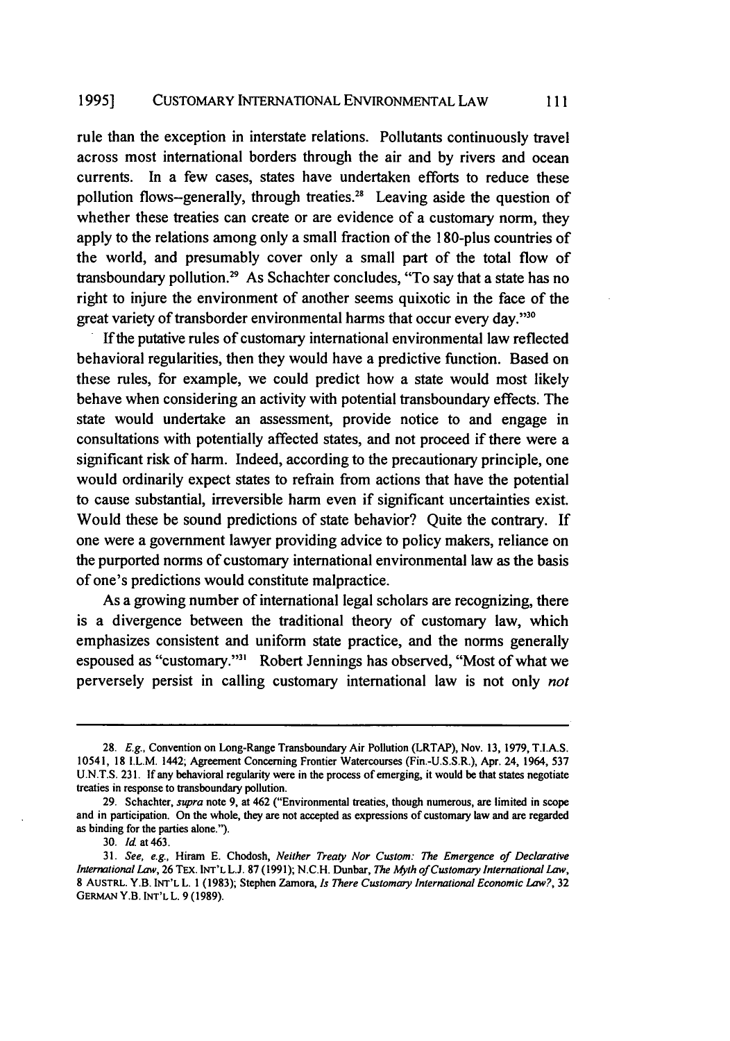rule than the exception in interstate relations. Pollutants continuously travel across most international borders through the air and by rivers and ocean currents. In a few cases, states have undertaken efforts to reduce these pollution flows--generally, through treaties.[28] Leaving aside the question of whether these treaties can create or are evidence of a customary norm, they apply to the relations among only a small fraction of the 180-plus countries of the world, and presumably cover only a small part of the total flow of transboundary pollution.[29] As Schachter concludes, "To say that a state has no right to injure the environment of another seems quixotic in the face of the great variety of transborder environmental harms that occur every day."[30]

If the putative rules of customary international environmental law reflected behavioral regularities, then they would have a predictive function. Based on these rules, for example, we could predict how a state would most likely behave when considering an activity with potential transboundary effects. The state would undertake an assessment, provide notice to and engage in consultations with potentially affected states, and not proceed if there were a significant risk of harm. Indeed, according to the precautionary principle, one would ordinarily expect states to refrain from actions that have the potential to cause substantial, irreversible harm even if significant uncertainties exist. Would these be sound predictions of state behavior? Quite the contrary. If one were a government lawyer providing advice to policy makers, reliance on the purported norms of customary international environmental law as the basis of one's predictions would constitute malpractice.

As a growing number of international legal scholars are recognizing, there is a divergence between the traditional theory of customary law, which emphasizes consistent and uniform state practice, and the norms generally espoused as "customary."[31] Robert Jennings has observed, "Most of what we perversely persist in calling customary international law is not only *not*

---

28. *E.g.*, Convention on Long-Range Transboundary Air Pollution (LRTAP), Nov. 13, 1979, T.I.A.S. 10541, 18 I.L.M. 1442; Agreement Concerning Frontier Watercourses (Fin.-U.S.S.R.), Apr. 24, 1964, 537 U.N.T.S. 231. If any behavioral regularity were in the process of emerging, it would be that states negotiate treaties in response to transboundary pollution.

29. Schachter, *supra* note 9, at 462 ("Environmental treaties, though numerous, are limited in scope and in participation. On the whole, they are not accepted as expressions of customary law and are regarded as binding for the parties alone.").

30. *Id.* at 463.

31. *See, e.g.*, Hiram E. Chodosh, *Neither Treaty Nor Custom: The Emergence of Declarative International Law*, 26 TEX. INT'L L.J. 87 (1991); N.C.H. Dunbar, *The Myth of Customary International Law*, 8 AUSTRL. Y.B. INT'L L. 1 (1983); Stephen Zamora, *Is There Customary International Economic Law?*, 32 GERMAN Y.B. INT'L L. 9 (1989).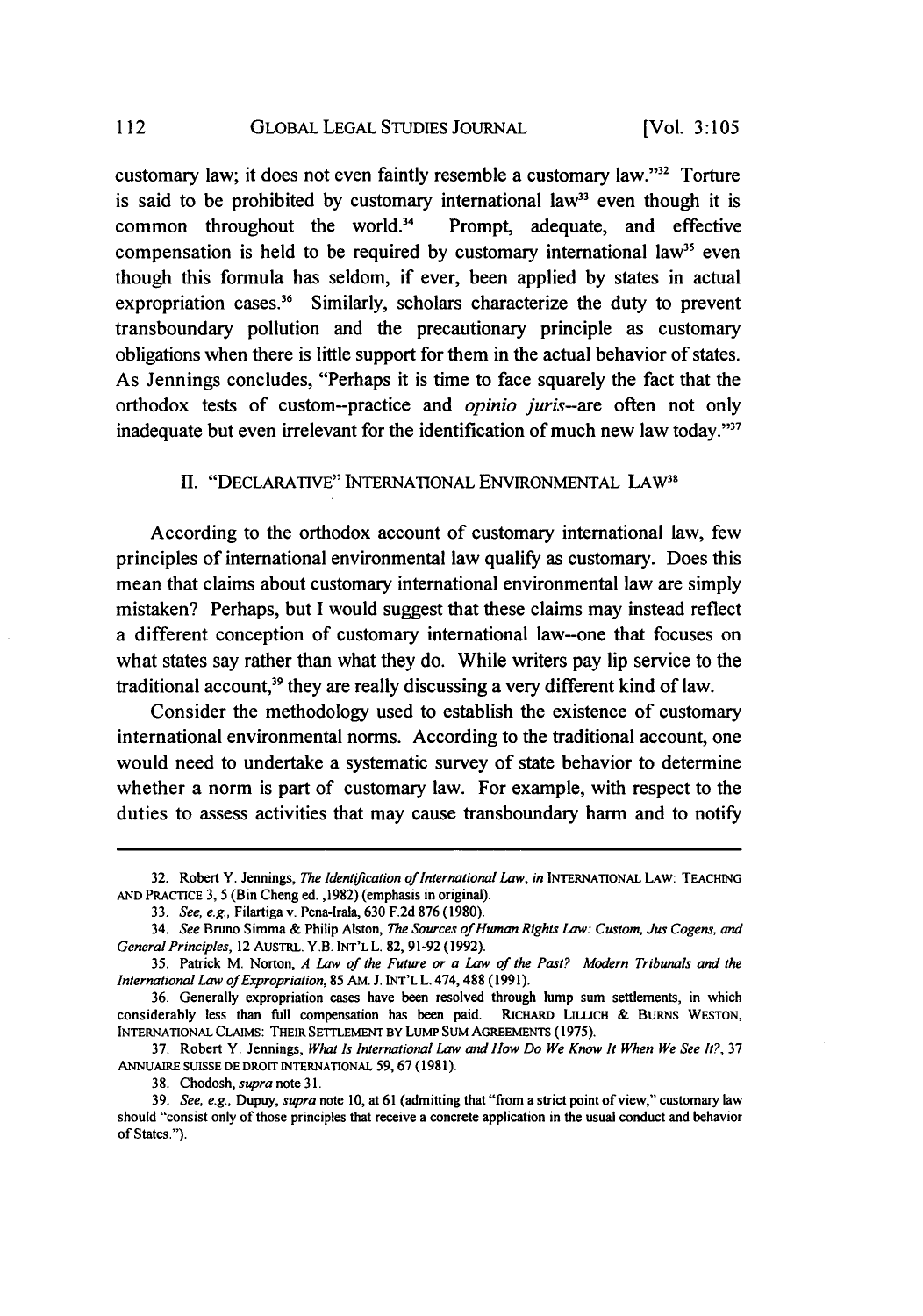customary law; it does not even faintly resemble a customary law."[32] Torture is said to be prohibited by customary international law[33] even though it is common throughout the world.[34] Prompt, adequate, and effective compensation is held to be required by customary international law[35] even though this formula has seldom, if ever, been applied by states in actual expropriation cases.[36] Similarly, scholars characterize the duty to prevent transboundary pollution and the precautionary principle as customary obligations when there is little support for them in the actual behavior of states. As Jennings concludes, "Perhaps it is time to face squarely the fact that the orthodox tests of custom--practice and *opinio juris*--are often not only inadequate but even irrelevant for the identification of much new law today."[37]

## II. "DECLARATIVE" INTERNATIONAL ENVIRONMENTAL LAW[38]

According to the orthodox account of customary international law, few principles of international environmental law qualify as customary. Does this mean that claims about customary international environmental law are simply mistaken? Perhaps, but I would suggest that these claims may instead reflect a different conception of customary international law--one that focuses on what states say rather than what they do. While writers pay lip service to the traditional account,[39] they are really discussing a very different kind of law.

Consider the methodology used to establish the existence of customary international environmental norms. According to the traditional account, one would need to undertake a systematic survey of state behavior to determine whether a norm is part of customary law. For example, with respect to the duties to assess activities that may cause transboundary harm and to notify

---

32. Robert Y. Jennings, *The Identification of International Law*, *in* INTERNATIONAL LAW: TEACHING AND PRACTICE 3, 5 (Bin Cheng ed. ,1982) (emphasis in original).

33. *See, e.g.*, Filartiga v. Pena-Irala, 630 F.2d 876 (1980).

34. *See* Bruno Simma & Philip Alston, *The Sources of Human Rights Law: Custom, Jus Cogens, and General Principles*, 12 AUSTRL. Y.B. INT'L L. 82, 91-92 (1992).

35. Patrick M. Norton, *A Law of the Future or a Law of the Past? Modern Tribunals and the International Law of Expropriation*, 85 AM. J. INT'L L. 474, 488 (1991).

36. Generally expropriation cases have been resolved through lump sum settlements, in which considerably less than full compensation has been paid. RICHARD LILLICH & BURNS WESTON, INTERNATIONAL CLAIMS: THEIR SETTLEMENT BY LUMP SUM AGREEMENTS (1975).

37. Robert Y. Jennings, *What Is International Law and How Do We Know It When We See It?*, 37 ANNUAIRE SUISSE DE DROIT INTERNATIONAL 59, 67 (1981).

38. Chodosh, *supra* note 31.

39. *See, e.g.*, Dupuy, *supra* note 10, at 61 (admitting that "from a strict point of view," customary law should "consist only of those principles that receive a concrete application in the usual conduct and behavior of States.").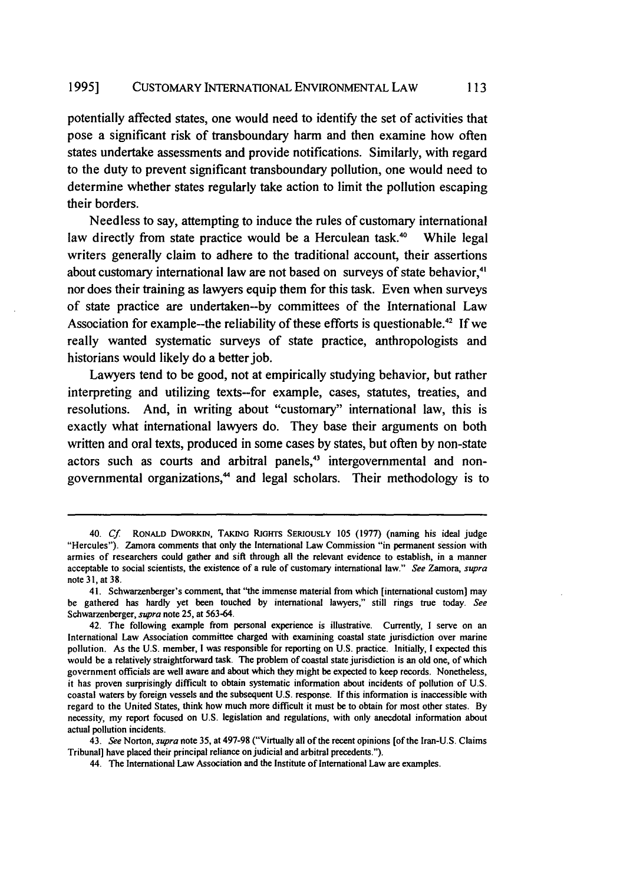potentially affected states, one would need to identify the set of activities that pose a significant risk of transboundary harm and then examine how often states undertake assessments and provide notifications. Similarly, with regard to the duty to prevent significant transboundary pollution, one would need to determine whether states regularly take action to limit the pollution escaping their borders.

Needless to say, attempting to induce the rules of customary international law directly from state practice would be a Herculean task.[40] While legal writers generally claim to adhere to the traditional account, their assertions about customary international law are not based on surveys of state behavior,[41] nor does their training as lawyers equip them for this task. Even when surveys of state practice are undertaken--by committees of the International Law Association for example--the reliability of these efforts is questionable.[42] If we really wanted systematic surveys of state practice, anthropologists and historians would likely do a better job.

Lawyers tend to be good, not at empirically studying behavior, but rather interpreting and utilizing texts--for example, cases, statutes, treaties, and resolutions. And, in writing about "customary" international law, this is exactly what international lawyers do. They base their arguments on both written and oral texts, produced in some cases by states, but often by non-state actors such as courts and arbitral panels,[43] intergovernmental and non-governmental organizations,[44] and legal scholars. Their methodology is to

---

40. *Cf.* RONALD DWORKIN, TAKING RIGHTS SERIOUSLY 105 (1977) (naming his ideal judge "Hercules"). Zamora comments that only the International Law Commission "in permanent session with armies of researchers could gather and sift through all the relevant evidence to establish, in a manner acceptable to social scientists, the existence of a rule of customary international law." *See* Zamora, *supra* note 31, at 38.

41. Schwarzenberger's comment, that "the immense material from which [international custom] may be gathered has hardly yet been touched by international lawyers," still rings true today. *See* Schwarzenberger, *supra* note 25, at 563-64.

42. The following example from personal experience is illustrative. Currently, I serve on an International Law Association committee charged with examining coastal state jurisdiction over marine pollution. As the U.S. member, I was responsible for reporting on U.S. practice. Initially, I expected this would be a relatively straightforward task. The problem of coastal state jurisdiction is an old one, of which government officials are well aware and about which they might be expected to keep records. Nonetheless, it has proven surprisingly difficult to obtain systematic information about incidents of pollution of U.S. coastal waters by foreign vessels and the subsequent U.S. response. If this information is inaccessible with regard to the United States, think how much more difficult it must be to obtain for most other states. By necessity, my report focused on U.S. legislation and regulations, with only anecdotal information about actual pollution incidents.

43. *See* Norton, *supra* note 35, at 497-98 ("Virtually all of the recent opinions [of the Iran-U.S. Claims Tribunal] have placed their principal reliance on judicial and arbitral precedents.").

44. The International Law Association and the Institute of International Law are examples.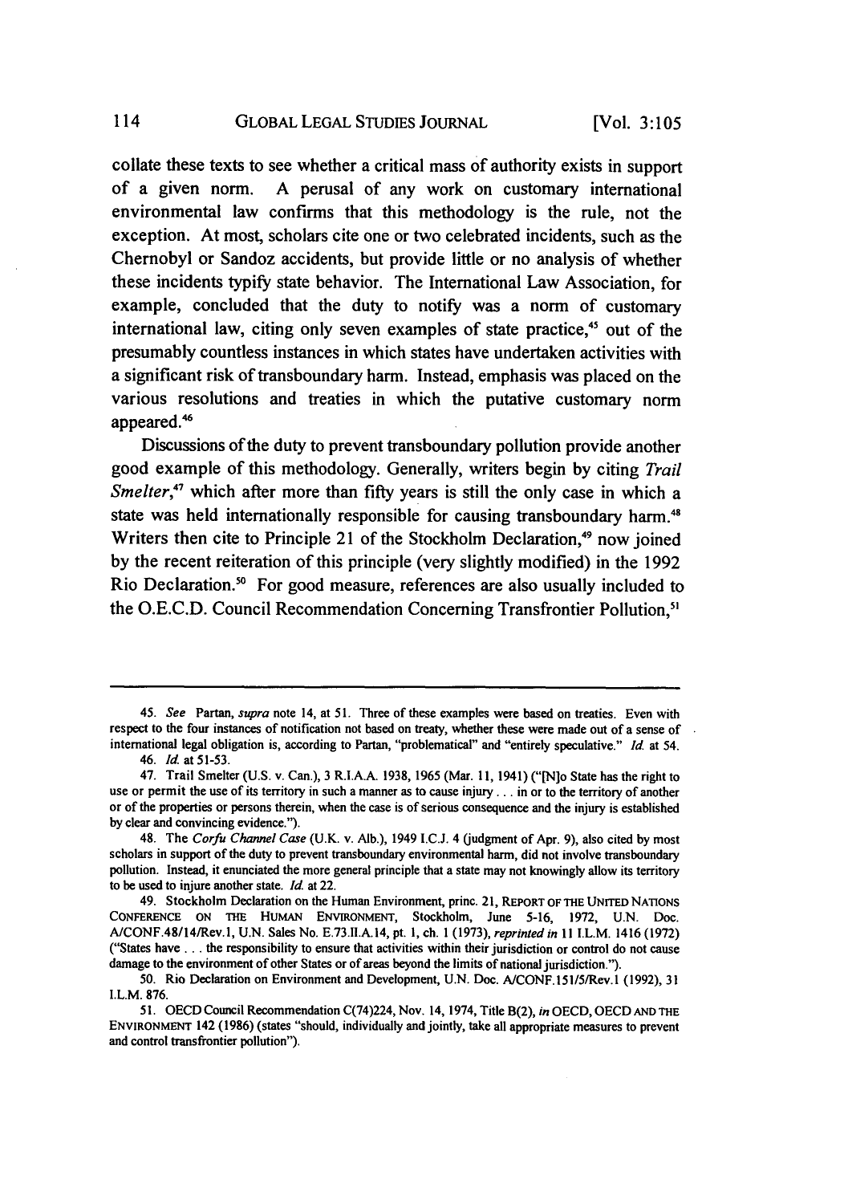collate these texts to see whether a critical mass of authority exists in support of a given norm. A perusal of any work on customary international environmental law confirms that this methodology is the rule, not the exception. At most, scholars cite one or two celebrated incidents, such as the Chernobyl or Sandoz accidents, but provide little or no analysis of whether these incidents typify state behavior. The International Law Association, for example, concluded that the duty to notify was a norm of customary international law, citing only seven examples of state practice,[45] out of the presumably countless instances in which states have undertaken activities with a significant risk of transboundary harm. Instead, emphasis was placed on the various resolutions and treaties in which the putative customary norm appeared.[46]

Discussions of the duty to prevent transboundary pollution provide another good example of this methodology. Generally, writers begin by citing *Trail Smelter*,[47] which after more than fifty years is still the only case in which a state was held internationally responsible for causing transboundary harm.[48] Writers then cite to Principle 21 of the Stockholm Declaration,[49] now joined by the recent reiteration of this principle (very slightly modified) in the 1992 Rio Declaration.[50] For good measure, references are also usually included to the O.E.C.D. Council Recommendation Concerning Transfrontier Pollution,[51]

---

45. *See* Partan, *supra* note 14, at 51. Three of these examples were based on treaties. Even with respect to the four instances of notification not based on treaty, whether these were made out of a sense of international legal obligation is, according to Partan, "problematical" and "entirely speculative." *Id.* at 54.

46. *Id.* at 51-53.

47. Trail Smelter (U.S. v. Can.), 3 R.I.A.A. 1938, 1965 (Mar. 11, 1941) ("[N]o State has the right to use or permit the use of its territory in such a manner as to cause injury . . . in or to the territory of another or of the properties or persons therein, when the case is of serious consequence and the injury is established by clear and convincing evidence.").

48. The *Corfu Channel Case* (U.K. v. Alb.), 1949 I.C.J. 4 (judgment of Apr. 9), also cited by most scholars in support of the duty to prevent transboundary environmental harm, did not involve transboundary pollution. Instead, it enunciated the more general principle that a state may not knowingly allow its territory to be used to injure another state. *Id.* at 22.

49. Stockholm Declaration on the Human Environment, princ. 21, REPORT OF THE UNITED NATIONS CONFERENCE ON THE HUMAN ENVIRONMENT, Stockholm, June 5-16, 1972, U.N. Doc. A/CONF.48/14/Rev.1, U.N. Sales No. E.73.II.A.14, pt. 1, ch. 1 (1973), *reprinted in* 11 I.L.M. 1416 (1972) ("States have . . . the responsibility to ensure that activities within their jurisdiction or control do not cause damage to the environment of other States or of areas beyond the limits of national jurisdiction.").

50. Rio Declaration on Environment and Development, U.N. Doc. A/CONF.151/5/Rev.1 (1992), 31 I.L.M. 876.

51. OECD Council Recommendation C(74)224, Nov. 14, 1974, Title B(2), *in* OECD, OECD AND THE ENVIRONMENT 142 (1986) (states "should, individually and jointly, take all appropriate measures to prevent and control transfrontier pollution").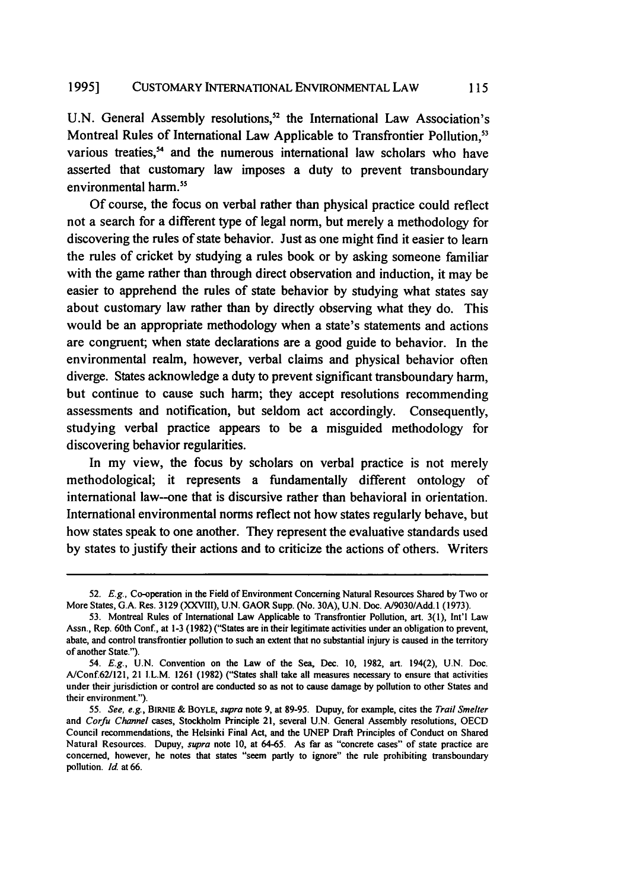U.N. General Assembly resolutions,[52] the International Law Association's Montreal Rules of International Law Applicable to Transfrontier Pollution,[53] various treaties,[54] and the numerous international law scholars who have asserted that customary law imposes a duty to prevent transboundary environmental harm.[55]

Of course, the focus on verbal rather than physical practice could reflect not a search for a different type of legal norm, but merely a methodology for discovering the rules of state behavior. Just as one might find it easier to learn the rules of cricket by studying a rules book or by asking someone familiar with the game rather than through direct observation and induction, it may be easier to apprehend the rules of state behavior by studying what states say about customary law rather than by directly observing what they do. This would be an appropriate methodology when a state's statements and actions are congruent; when state declarations are a good guide to behavior. In the environmental realm, however, verbal claims and physical behavior often diverge. States acknowledge a duty to prevent significant transboundary harm, but continue to cause such harm; they accept resolutions recommending assessments and notification, but seldom act accordingly. Consequently, studying verbal practice appears to be a misguided methodology for discovering behavior regularities.

In my view, the focus by scholars on verbal practice is not merely methodological; it represents a fundamentally different ontology of international law--one that is discursive rather than behavioral in orientation. International environmental norms reflect not how states regularly behave, but how states speak to one another. They represent the evaluative standards used by states to justify their actions and to criticize the actions of others. Writers

---

52. *E.g.*, Co-operation in the Field of Environment Concerning Natural Resources Shared by Two or More States, G.A. Res. 3129 (XXVIII), U.N. GAOR Supp. (No. 30A), U.N. Doc. A/9030/Add.1 (1973).

53. Montreal Rules of International Law Applicable to Transfrontier Pollution, art. 3(1), Int'l Law Assn., Rep. 60th Conf., at 1-3 (1982) ("States are in their legitimate activities under an obligation to prevent, abate, and control transfrontier pollution to such an extent that no substantial injury is caused in the territory of another State.").

54. *E.g.*, U.N. Convention on the Law of the Sea, Dec. 10, 1982, art. 194(2), U.N. Doc. A/Conf.62/121, 21 I.L.M. 1261 (1982) ("States shall take all measures necessary to ensure that activities under their jurisdiction or control are conducted so as not to cause damage by pollution to other States and their environment.").

55. *See, e.g.*, BIRNIE & BOYLE, *supra* note 9, at 89-95. Dupuy, for example, cites the *Trail Smelter* and *Corfu Channel* cases, Stockholm Principle 21, several U.N. General Assembly resolutions, OECD Council recommendations, the Helsinki Final Act, and the UNEP Draft Principles of Conduct on Shared Natural Resources. Dupuy, *supra* note 10, at 64-65. As far as "concrete cases" of state practice are concerned, however, he notes that states "seem partly to ignore" the rule prohibiting transboundary pollution. *Id.* at 66.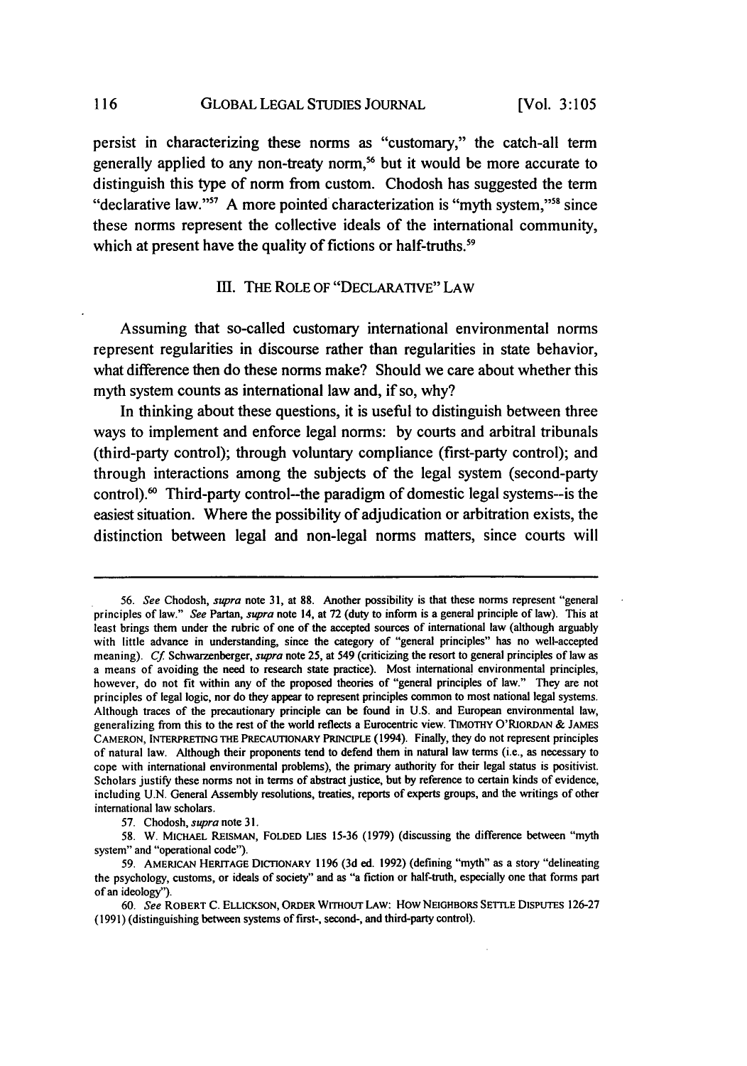persist in characterizing these norms as "customary," the catch-all term generally applied to any non-treaty norm,[56] but it would be more accurate to distinguish this type of norm from custom. Chodosh has suggested the term "declarative law."[57] A more pointed characterization is "myth system,"[58] since these norms represent the collective ideals of the international community, which at present have the quality of fictions or half-truths.[59]

## III. THE ROLE OF "DECLARATIVE" LAW

Assuming that so-called customary international environmental norms represent regularities in discourse rather than regularities in state behavior, what difference then do these norms make? Should we care about whether this myth system counts as international law and, if so, why?

In thinking about these questions, it is useful to distinguish between three ways to implement and enforce legal norms: by courts and arbitral tribunals (third-party control); through voluntary compliance (first-party control); and through interactions among the subjects of the legal system (second-party control).[60] Third-party control--the paradigm of domestic legal systems--is the easiest situation. Where the possibility of adjudication or arbitration exists, the distinction between legal and non-legal norms matters, since courts will

---

56. *See* Chodosh, *supra* note 31, at 88. Another possibility is that these norms represent "general principles of law." *See* Partan, *supra* note 14, at 72 (duty to inform is a general principle of law). This at least brings them under the rubric of one of the accepted sources of international law (although arguably with little advance in understanding, since the category of "general principles" has no well-accepted meaning). *Cf.* Schwarzenberger, *supra* note 25, at 549 (criticizing the resort to general principles of law as a means of avoiding the need to research state practice). Most international environmental principles, however, do not fit within any of the proposed theories of "general principles of law." They are not principles of legal logic, nor do they appear to represent principles common to most national legal systems. Although traces of the precautionary principle can be found in U.S. and European environmental law, generalizing from this to the rest of the world reflects a Eurocentric view. TIMOTHY O'RIORDAN & JAMES CAMERON, INTERPRETING THE PRECAUTIONARY PRINCIPLE (1994). Finally, they do not represent principles of natural law. Although their proponents tend to defend them in natural law terms (i.e., as necessary to cope with international environmental problems), the primary authority for their legal status is positivist. Scholars justify these norms not in terms of abstract justice, but by reference to certain kinds of evidence, including U.N. General Assembly resolutions, treaties, reports of experts groups, and the writings of other international law scholars.

57. Chodosh, *supra* note 31.

58. W. MICHAEL REISMAN, FOLDED LIES 15-36 (1979) (discussing the difference between "myth system" and "operational code").

59. AMERICAN HERITAGE DICTIONARY 1196 (3d ed. 1992) (defining "myth" as a story "delineating the psychology, customs, or ideals of society" and as "a fiction or half-truth, especially one that forms part of an ideology").

60. *See* ROBERT C. ELLICKSON, ORDER WITHOUT LAW: HOW NEIGHBORS SETTLE DISPUTES 126-27 (1991) (distinguishing between systems of first-, second-, and third-party control).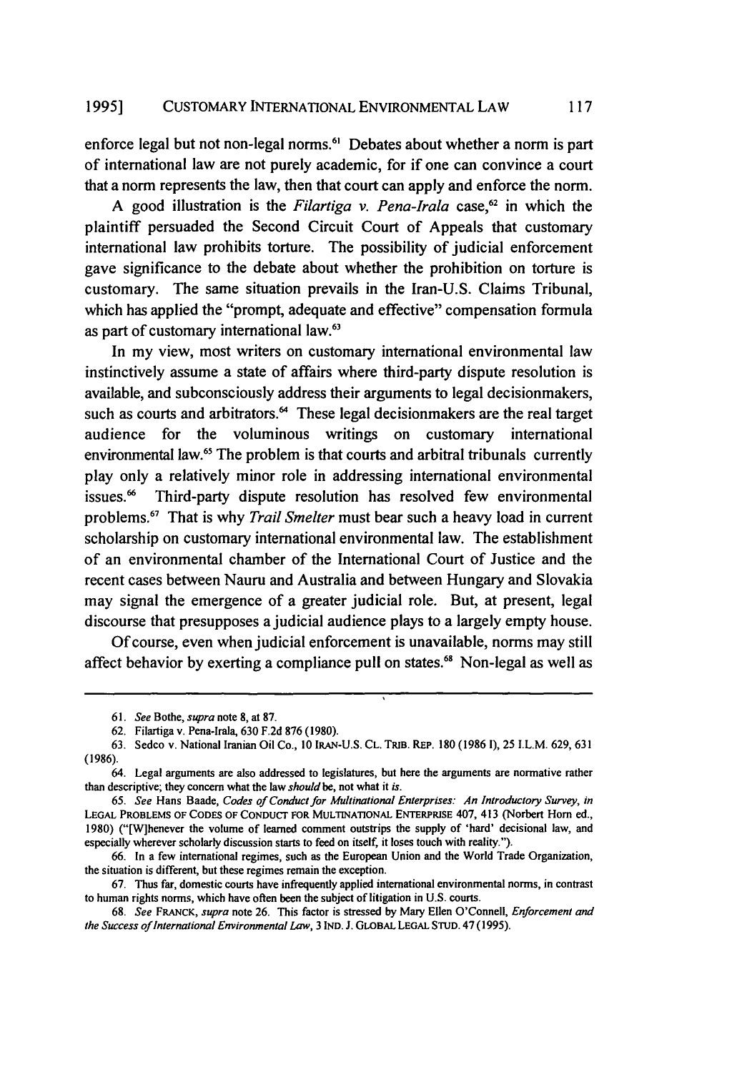enforce legal but not non-legal norms.[61] Debates about whether a norm is part of international law are not purely academic, for if one can convince a court that a norm represents the law, then that court can apply and enforce the norm.

A good illustration is the *Filartiga v. Pena-Irala* case,[62] in which the plaintiff persuaded the Second Circuit Court of Appeals that customary international law prohibits torture. The possibility of judicial enforcement gave significance to the debate about whether the prohibition on torture is customary. The same situation prevails in the Iran-U.S. Claims Tribunal, which has applied the "prompt, adequate and effective" compensation formula as part of customary international law.[63]

In my view, most writers on customary international environmental law instinctively assume a state of affairs where third-party dispute resolution is available, and subconsciously address their arguments to legal decisionmakers, such as courts and arbitrators.[64] These legal decisionmakers are the real target audience for the voluminous writings on customary international environmental law.[65] The problem is that courts and arbitral tribunals currently play only a relatively minor role in addressing international environmental issues.[66] Third-party dispute resolution has resolved few environmental problems.[67] That is why *Trail Smelter* must bear such a heavy load in current scholarship on customary international environmental law. The establishment of an environmental chamber of the International Court of Justice and the recent cases between Nauru and Australia and between Hungary and Slovakia may signal the emergence of a greater judicial role. But, at present, legal discourse that presupposes a judicial audience plays to a largely empty house.

Of course, even when judicial enforcement is unavailable, norms may still affect behavior by exerting a compliance pull on states.[68] Non-legal as well as

---

61. *See* Bothe, *supra* note 8, at 87.

62. Filartiga v. Pena-Irala, 630 F.2d 876 (1980).

63. Sedco v. National Iranian Oil Co., 10 IRAN-U.S. CL. TRIB. REP. 180 (1986 I), 25 I.L.M. 629, 631 (1986).

64. Legal arguments are also addressed to legislatures, but here the arguments are normative rather than descriptive; they concern what the law *should* be, not what it *is*.

65. *See* Hans Baade, *Codes of Conduct for Multinational Enterprises: An Introductory Survey*, *in* LEGAL PROBLEMS OF CODES OF CONDUCT FOR MULTINATIONAL ENTERPRISE 407, 413 (Norbert Horn ed., 1980) ("[W]henever the volume of learned comment outstrips the supply of 'hard' decisional law, and especially wherever scholarly discussion starts to feed on itself, it loses touch with reality.").

66. In a few international regimes, such as the European Union and the World Trade Organization, the situation is different, but these regimes remain the exception.

67. Thus far, domestic courts have infrequently applied international environmental norms, in contrast to human rights norms, which have often been the subject of litigation in U.S. courts.

68. *See* FRANCK, *supra* note 26. This factor is stressed by Mary Ellen O'Connell, *Enforcement and the Success of International Environmental Law*, 3 IND. J. GLOBAL LEGAL STUD. 47 (1995).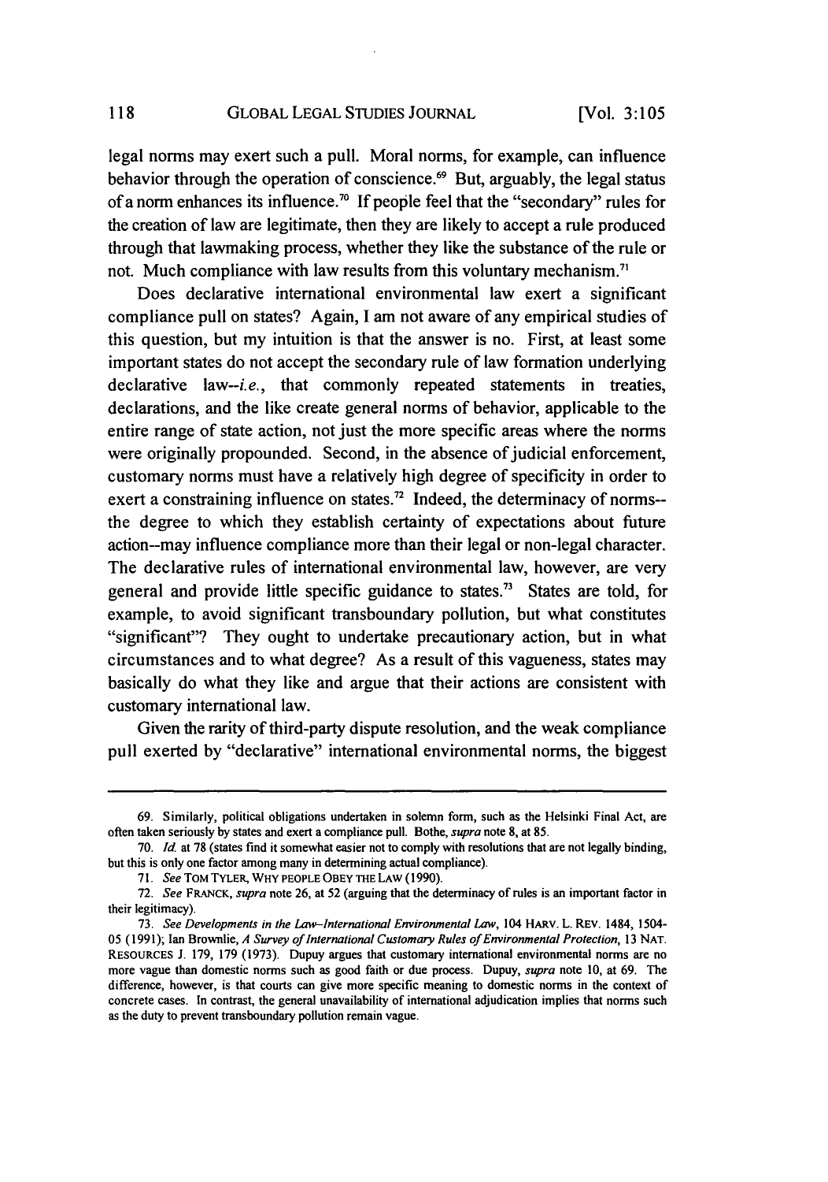legal norms may exert such a pull. Moral norms, for example, can influence behavior through the operation of conscience.[69] But, arguably, the legal status of a norm enhances its influence.[70] If people feel that the "secondary" rules for the creation of law are legitimate, then they are likely to accept a rule produced through that lawmaking process, whether they like the substance of the rule or not. Much compliance with law results from this voluntary mechanism.[71]

Does declarative international environmental law exert a significant compliance pull on states? Again, I am not aware of any empirical studies of this question, but my intuition is that the answer is no. First, at least some important states do not accept the secondary rule of law formation underlying declarative law--*i.e.*, that commonly repeated statements in treaties, declarations, and the like create general norms of behavior, applicable to the entire range of state action, not just the more specific areas where the norms were originally propounded. Second, in the absence of judicial enforcement, customary norms must have a relatively high degree of specificity in order to exert a constraining influence on states.[72] Indeed, the determinacy of norms--the degree to which they establish certainty of expectations about future action--may influence compliance more than their legal or non-legal character. The declarative rules of international environmental law, however, are very general and provide little specific guidance to states.[73] States are told, for example, to avoid significant transboundary pollution, but what constitutes "significant"? They ought to undertake precautionary action, but in what circumstances and to what degree? As a result of this vagueness, states may basically do what they like and argue that their actions are consistent with customary international law.

Given the rarity of third-party dispute resolution, and the weak compliance pull exerted by "declarative" international environmental norms, the biggest

---

69. Similarly, political obligations undertaken in solemn form, such as the Helsinki Final Act, are often taken seriously by states and exert a compliance pull. Bothe, *supra* note 8, at 85.

70. *Id.* at 78 (states find it somewhat easier not to comply with resolutions that are not legally binding, but this is only one factor among many in determining actual compliance).

71. *See* TOM TYLER, WHY PEOPLE OBEY THE LAW (1990).

72. *See* FRANCK, *supra* note 26, at 52 (arguing that the determinacy of rules is an important factor in their legitimacy).

73. *See Developments in the Law–International Environmental Law*, 104 HARV. L. REV. 1484, 1504-05 (1991); Ian Brownlie, *A Survey of International Customary Rules of Environmental Protection*, 13 NAT. RESOURCES J. 179, 179 (1973). Dupuy argues that customary international environmental norms are no more vague than domestic norms such as good faith or due process. Dupuy, *supra* note 10, at 69. The difference, however, is that courts can give more specific meaning to domestic norms in the context of concrete cases. In contrast, the general unavailability of international adjudication implies that norms such as the duty to prevent transboundary pollution remain vague.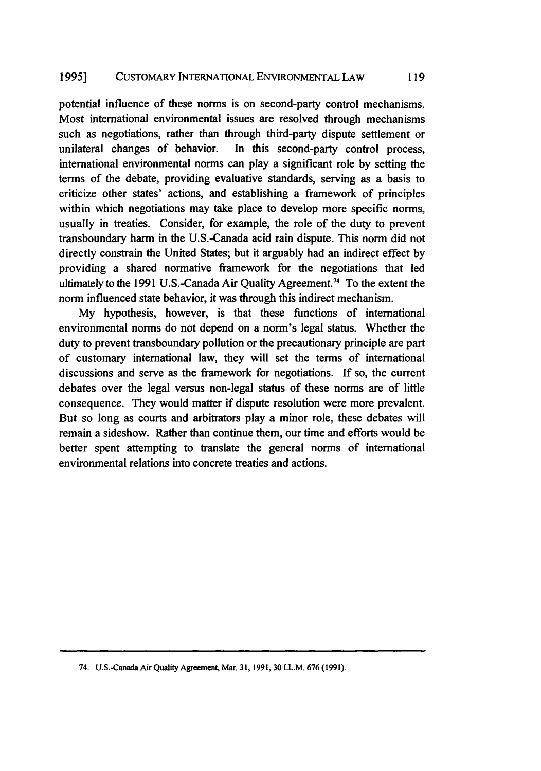potential influence of these norms is on second-party control mechanisms. Most international environmental issues are resolved through mechanisms such as negotiations, rather than through third-party dispute settlement or unilateral changes of behavior. In this second-party control process, international environmental norms can play a significant role by setting the terms of the debate, providing evaluative standards, serving as a basis to criticize other states' actions, and establishing a framework of principles within which negotiations may take place to develop more specific norms, usually in treaties. Consider, for example, the role of the duty to prevent transboundary harm in the U.S.-Canada acid rain dispute. This norm did not directly constrain the United States; but it arguably had an indirect effect by providing a shared normative framework for the negotiations that led ultimately to the 1991 U.S.-Canada Air Quality Agreement.[74] To the extent the norm influenced state behavior, it was through this indirect mechanism.

My hypothesis, however, is that these functions of international environmental norms do not depend on a norm's legal status. Whether the duty to prevent transboundary pollution or the precautionary principle are part of customary international law, they will set the terms of international discussions and serve as the framework for negotiations. If so, the current debates over the legal versus non-legal status of these norms are of little consequence. They would matter if dispute resolution were more prevalent. But so long as courts and arbitrators play a minor role, these debates will remain a sideshow. Rather than continue them, our time and efforts would be better spent attempting to translate the general norms of international environmental relations into concrete treaties and actions.

---

74. U.S.-Canada Air Quality Agreement, Mar. 31, 1991, 30 I.L.M. 676 (1991).